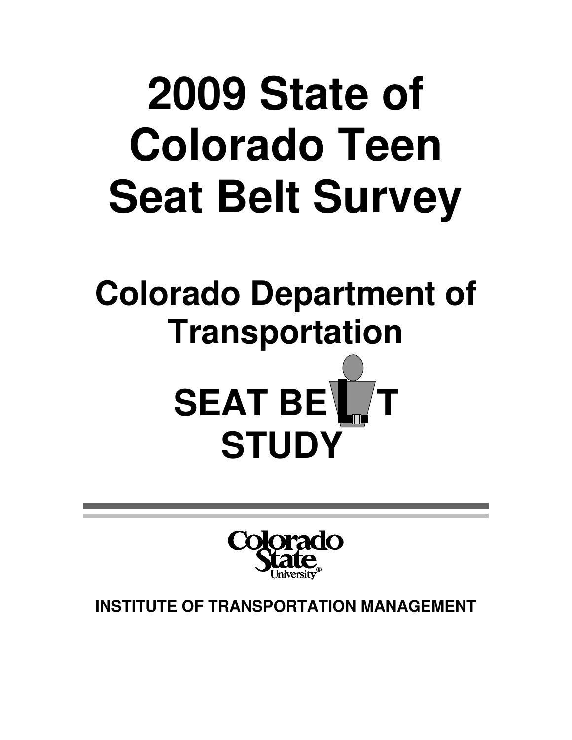# 2009 State of Colorado Teen Seat Belt Survey

## Colorado Department of Transportation

## SEAT BELT STUDY

Colorado State University

**INSTITUTE OF TRANSPORTATION MANAGEMENT**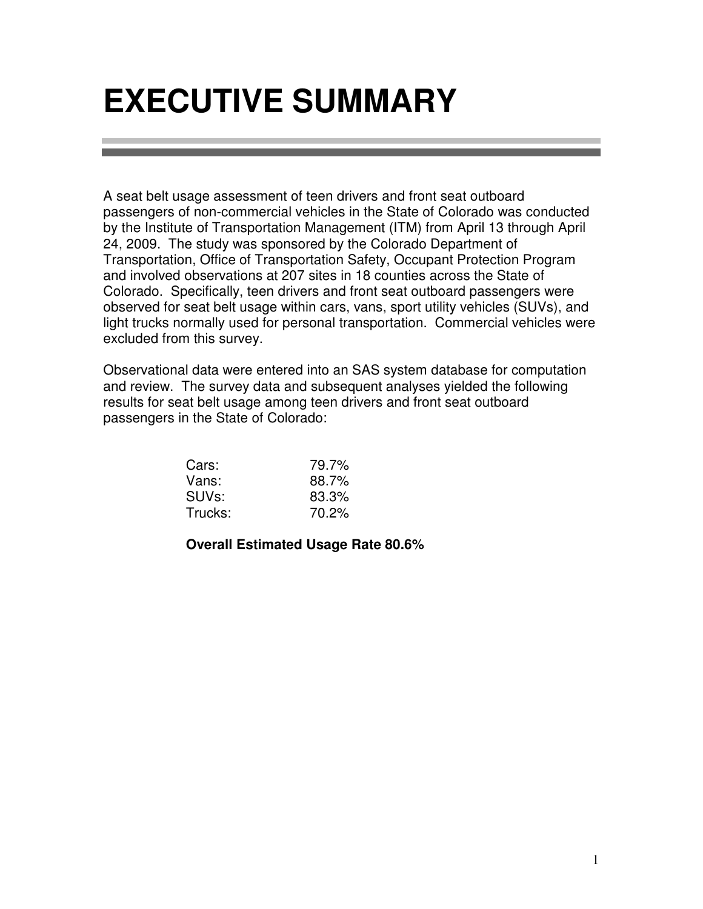# EXECUTIVE SUMMARY

A seat belt usage assessment of teen drivers and front seat outboard passengers of non-commercial vehicles in the State of Colorado was conducted by the Institute of Transportation Management (ITM) from April 13 through April 24, 2009. The study was sponsored by the Colorado Department of Transportation, Office of Transportation Safety, Occupant Protection Program and involved observations at 207 sites in 18 counties across the State of Colorado. Specifically, teen drivers and front seat outboard passengers were observed for seat belt usage within cars, vans, sport utility vehicles (SUVs), and light trucks normally used for personal transportation. Commercial vehicles were excluded from this survey.

Observational data were entered into an SAS system database for computation and review. The survey data and subsequent analyses yielded the following results for seat belt usage among teen drivers and front seat outboard passengers in the State of Colorado:

| | |
|---|---|
| Cars: | 79.7% |
| Vans: | 88.7% |
| SUVs: | 83.3% |
| Trucks: | 70.2% |

**Overall Estimated Usage Rate 80.6%**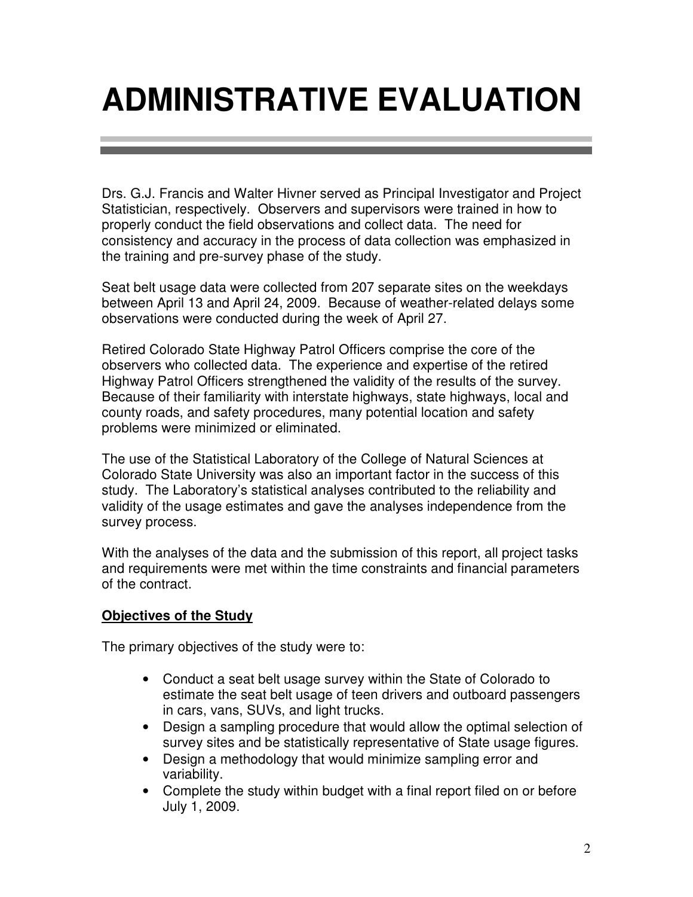# ADMINISTRATIVE EVALUATION

Drs. G.J. Francis and Walter Hivner served as Principal Investigator and Project Statistician, respectively. Observers and supervisors were trained in how to properly conduct the field observations and collect data. The need for consistency and accuracy in the process of data collection was emphasized in the training and pre-survey phase of the study.

Seat belt usage data were collected from 207 separate sites on the weekdays between April 13 and April 24, 2009. Because of weather-related delays some observations were conducted during the week of April 27.

Retired Colorado State Highway Patrol Officers comprise the core of the observers who collected data. The experience and expertise of the retired Highway Patrol Officers strengthened the validity of the results of the survey. Because of their familiarity with interstate highways, state highways, local and county roads, and safety procedures, many potential location and safety problems were minimized or eliminated.

The use of the Statistical Laboratory of the College of Natural Sciences at Colorado State University was also an important factor in the success of this study. The Laboratory's statistical analyses contributed to the reliability and validity of the usage estimates and gave the analyses independence from the survey process.

With the analyses of the data and the submission of this report, all project tasks and requirements were met within the time constraints and financial parameters of the contract.

**Objectives of the Study**

The primary objectives of the study were to:

- Conduct a seat belt usage survey within the State of Colorado to estimate the seat belt usage of teen drivers and outboard passengers in cars, vans, SUVs, and light trucks.
- Design a sampling procedure that would allow the optimal selection of survey sites and be statistically representative of State usage figures.
- Design a methodology that would minimize sampling error and variability.
- Complete the study within budget with a final report filed on or before July 1, 2009.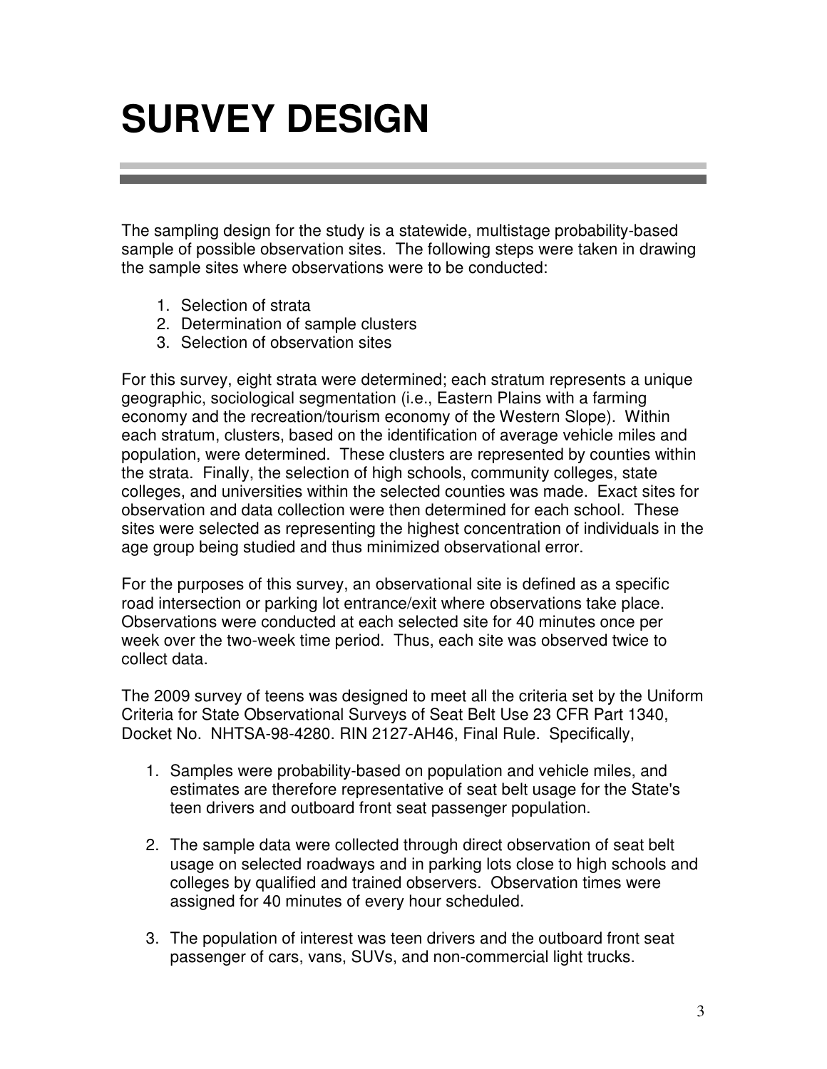# SURVEY DESIGN

The sampling design for the study is a statewide, multistage probability-based sample of possible observation sites. The following steps were taken in drawing the sample sites where observations were to be conducted:

1. Selection of strata
2. Determination of sample clusters
3. Selection of observation sites

For this survey, eight strata were determined; each stratum represents a unique geographic, sociological segmentation (i.e., Eastern Plains with a farming economy and the recreation/tourism economy of the Western Slope). Within each stratum, clusters, based on the identification of average vehicle miles and population, were determined. These clusters are represented by counties within the strata. Finally, the selection of high schools, community colleges, state colleges, and universities within the selected counties was made. Exact sites for observation and data collection were then determined for each school. These sites were selected as representing the highest concentration of individuals in the age group being studied and thus minimized observational error.

For the purposes of this survey, an observational site is defined as a specific road intersection or parking lot entrance/exit where observations take place. Observations were conducted at each selected site for 40 minutes once per week over the two-week time period. Thus, each site was observed twice to collect data.

The 2009 survey of teens was designed to meet all the criteria set by the Uniform Criteria for State Observational Surveys of Seat Belt Use 23 CFR Part 1340, Docket No. NHTSA-98-4280. RIN 2127-AH46, Final Rule. Specifically,

1. Samples were probability-based on population and vehicle miles, and estimates are therefore representative of seat belt usage for the State's teen drivers and outboard front seat passenger population.

2. The sample data were collected through direct observation of seat belt usage on selected roadways and in parking lots close to high schools and colleges by qualified and trained observers. Observation times were assigned for 40 minutes of every hour scheduled.

3. The population of interest was teen drivers and the outboard front seat passenger of cars, vans, SUVs, and non-commercial light trucks.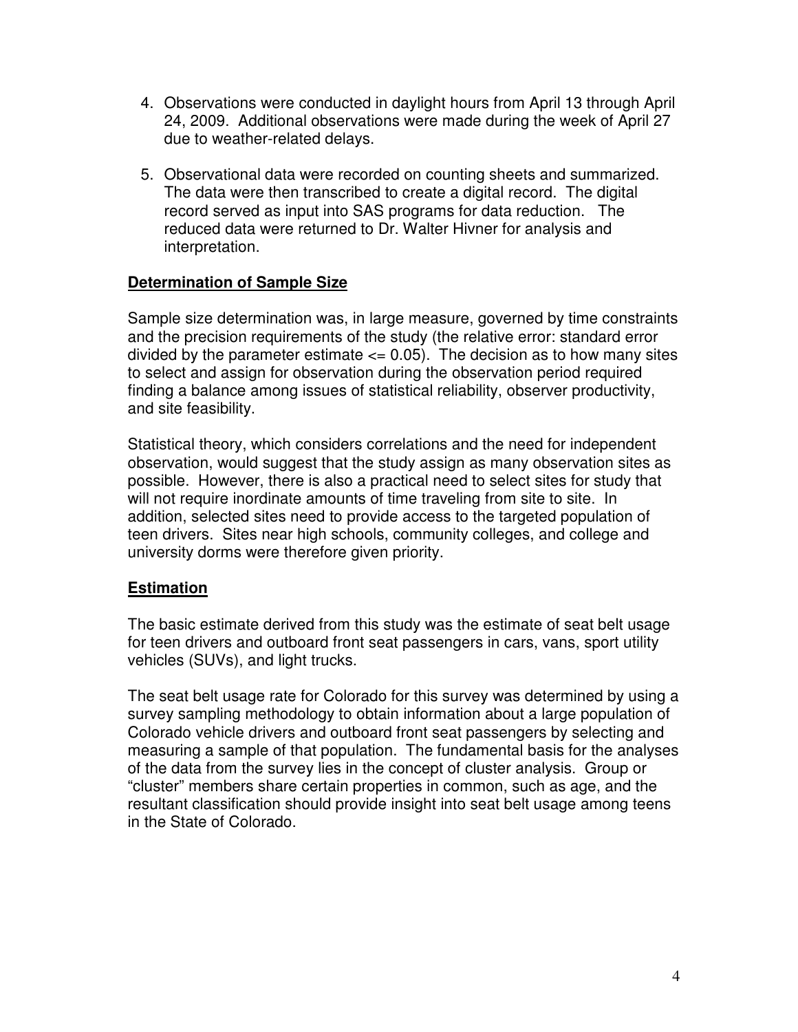4. Observations were conducted in daylight hours from April 13 through April 24, 2009. Additional observations were made during the week of April 27 due to weather-related delays.

5. Observational data were recorded on counting sheets and summarized. The data were then transcribed to create a digital record. The digital record served as input into SAS programs for data reduction. The reduced data were returned to Dr. Walter Hivner for analysis and interpretation.

**Determination of Sample Size**

Sample size determination was, in large measure, governed by time constraints and the precision requirements of the study (the relative error: standard error divided by the parameter estimate <= 0.05). The decision as to how many sites to select and assign for observation during the observation period required finding a balance among issues of statistical reliability, observer productivity, and site feasibility.

Statistical theory, which considers correlations and the need for independent observation, would suggest that the study assign as many observation sites as possible. However, there is also a practical need to select sites for study that will not require inordinate amounts of time traveling from site to site. In addition, selected sites need to provide access to the targeted population of teen drivers. Sites near high schools, community colleges, and college and university dorms were therefore given priority.

**Estimation**

The basic estimate derived from this study was the estimate of seat belt usage for teen drivers and outboard front seat passengers in cars, vans, sport utility vehicles (SUVs), and light trucks.

The seat belt usage rate for Colorado for this survey was determined by using a survey sampling methodology to obtain information about a large population of Colorado vehicle drivers and outboard front seat passengers by selecting and measuring a sample of that population. The fundamental basis for the analyses of the data from the survey lies in the concept of cluster analysis. Group or "cluster" members share certain properties in common, such as age, and the resultant classification should provide insight into seat belt usage among teens in the State of Colorado.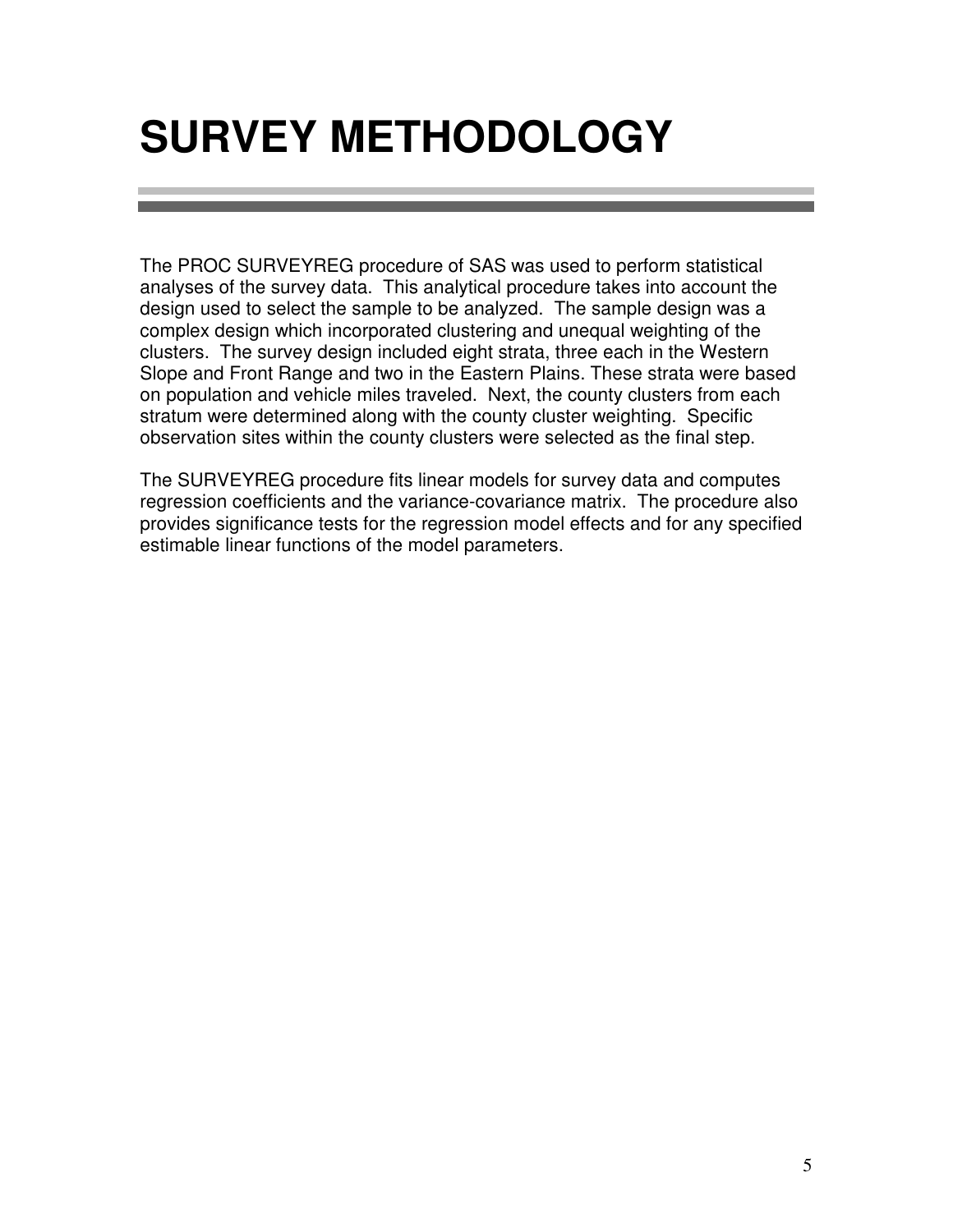# SURVEY METHODOLOGY

The PROC SURVEYREG procedure of SAS was used to perform statistical analyses of the survey data. This analytical procedure takes into account the design used to select the sample to be analyzed. The sample design was a complex design which incorporated clustering and unequal weighting of the clusters. The survey design included eight strata, three each in the Western Slope and Front Range and two in the Eastern Plains. These strata were based on population and vehicle miles traveled. Next, the county clusters from each stratum were determined along with the county cluster weighting. Specific observation sites within the county clusters were selected as the final step.

The SURVEYREG procedure fits linear models for survey data and computes regression coefficients and the variance-covariance matrix. The procedure also provides significance tests for the regression model effects and for any specified estimable linear functions of the model parameters.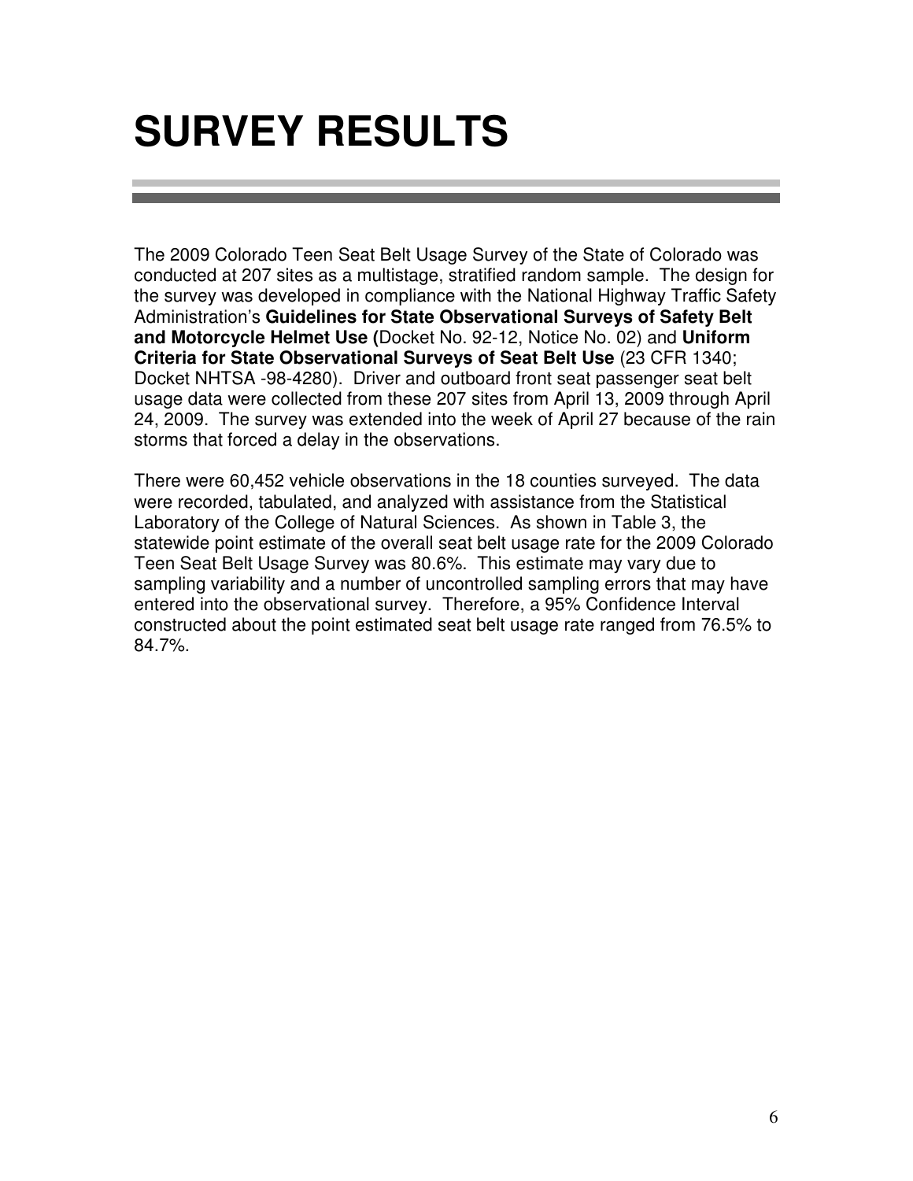# SURVEY RESULTS

The 2009 Colorado Teen Seat Belt Usage Survey of the State of Colorado was conducted at 207 sites as a multistage, stratified random sample. The design for the survey was developed in compliance with the National Highway Traffic Safety Administration's **Guidelines for State Observational Surveys of Safety Belt and Motorcycle Helmet Use (**Docket No. 92-12, Notice No. 02) and **Uniform Criteria for State Observational Surveys of Seat Belt Use** (23 CFR 1340; Docket NHTSA -98-4280). Driver and outboard front seat passenger seat belt usage data were collected from these 207 sites from April 13, 2009 through April 24, 2009. The survey was extended into the week of April 27 because of the rain storms that forced a delay in the observations.

There were 60,452 vehicle observations in the 18 counties surveyed. The data were recorded, tabulated, and analyzed with assistance from the Statistical Laboratory of the College of Natural Sciences. As shown in Table 3, the statewide point estimate of the overall seat belt usage rate for the 2009 Colorado Teen Seat Belt Usage Survey was 80.6%. This estimate may vary due to sampling variability and a number of uncontrolled sampling errors that may have entered into the observational survey. Therefore, a 95% Confidence Interval constructed about the point estimated seat belt usage rate ranged from 76.5% to 84.7%.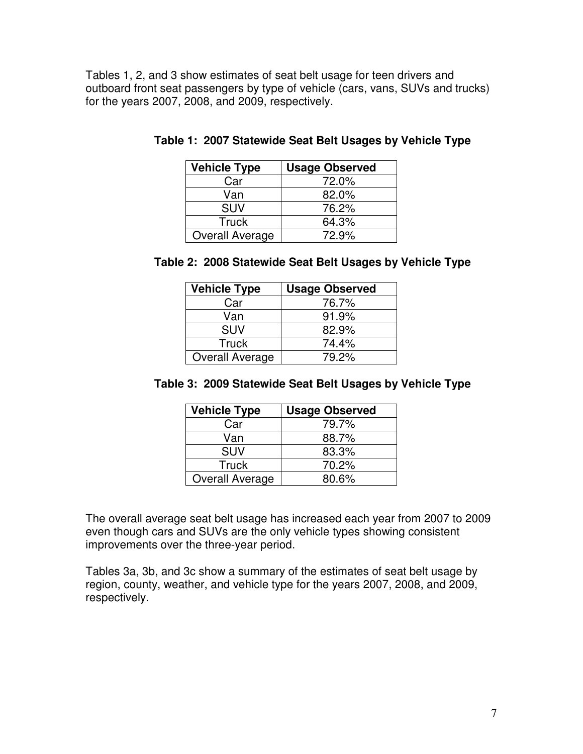Tables 1, 2, and 3 show estimates of seat belt usage for teen drivers and outboard front seat passengers by type of vehicle (cars, vans, SUVs and trucks) for the years 2007, 2008, and 2009, respectively.

**Table 1: 2007 Statewide Seat Belt Usages by Vehicle Type**

| Vehicle Type | Usage Observed |
|---|---|
| Car | 72.0% |
| Van | 82.0% |
| SUV | 76.2% |
| Truck | 64.3% |
| Overall Average | 72.9% |

**Table 2: 2008 Statewide Seat Belt Usages by Vehicle Type**

| Vehicle Type | Usage Observed |
|---|---|
| Car | 76.7% |
| Van | 91.9% |
| SUV | 82.9% |
| Truck | 74.4% |
| Overall Average | 79.2% |

**Table 3: 2009 Statewide Seat Belt Usages by Vehicle Type**

| Vehicle Type | Usage Observed |
|---|---|
| Car | 79.7% |
| Van | 88.7% |
| SUV | 83.3% |
| Truck | 70.2% |
| Overall Average | 80.6% |

The overall average seat belt usage has increased each year from 2007 to 2009 even though cars and SUVs are the only vehicle types showing consistent improvements over the three-year period.

Tables 3a, 3b, and 3c show a summary of the estimates of seat belt usage by region, county, weather, and vehicle type for the years 2007, 2008, and 2009, respectively.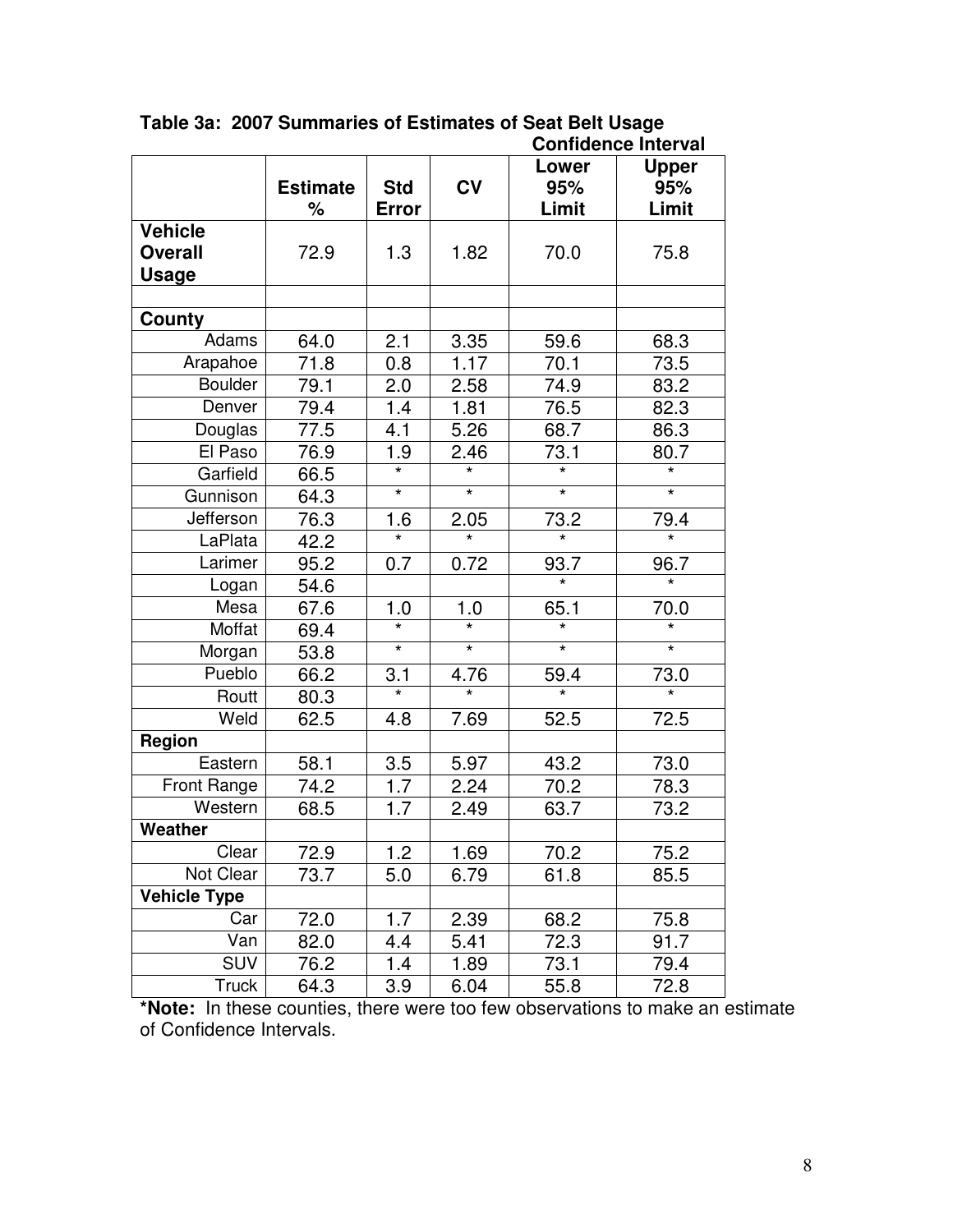**Table 3a: 2007 Summaries of Estimates of Seat Belt Usage**

| | Estimate % | Std Error | CV | Confidence Interval Lower 95% Limit | Confidence Interval Upper 95% Limit |
|---|---|---|---|---|---|
| **Vehicle Overall Usage** | 72.9 | 1.3 | 1.82 | 70.0 | 75.8 |
| | | | | | |
| **County** | | | | | |
| Adams | 64.0 | 2.1 | 3.35 | 59.6 | 68.3 |
| Arapahoe | 71.8 | 0.8 | 1.17 | 70.1 | 73.5 |
| Boulder | 79.1 | 2.0 | 2.58 | 74.9 | 83.2 |
| Denver | 79.4 | 1.4 | 1.81 | 76.5 | 82.3 |
| Douglas | 77.5 | 4.1 | 5.26 | 68.7 | 86.3 |
| El Paso | 76.9 | 1.9 | 2.46 | 73.1 | 80.7 |
| Garfield | 66.5 | * | * | * | * |
| Gunnison | 64.3 | * | * | * | * |
| Jefferson | 76.3 | 1.6 | 2.05 | 73.2 | 79.4 |
| LaPlata | 42.2 | * | * | * | * |
| Larimer | 95.2 | 0.7 | 0.72 | 93.7 | 96.7 |
| Logan | 54.6 | | | * | * |
| Mesa | 67.6 | 1.0 | 1.0 | 65.1 | 70.0 |
| Moffat | 69.4 | * | * | * | * |
| Morgan | 53.8 | * | * | * | * |
| Pueblo | 66.2 | 3.1 | 4.76 | 59.4 | 73.0 |
| Routt | 80.3 | * | * | * | * |
| Weld | 62.5 | 4.8 | 7.69 | 52.5 | 72.5 |
| **Region** | | | | | |
| Eastern | 58.1 | 3.5 | 5.97 | 43.2 | 73.0 |
| Front Range | 74.2 | 1.7 | 2.24 | 70.2 | 78.3 |
| Western | 68.5 | 1.7 | 2.49 | 63.7 | 73.2 |
| **Weather** | | | | | |
| Clear | 72.9 | 1.2 | 1.69 | 70.2 | 75.2 |
| Not Clear | 73.7 | 5.0 | 6.79 | 61.8 | 85.5 |
| **Vehicle Type** | | | | | |
| Car | 72.0 | 1.7 | 2.39 | 68.2 | 75.8 |
| Van | 82.0 | 4.4 | 5.41 | 72.3 | 91.7 |
| SUV | 76.2 | 1.4 | 1.89 | 73.1 | 79.4 |
| Truck | 64.3 | 3.9 | 6.04 | 55.8 | 72.8 |

***Note:** In these counties, there were too few observations to make an estimate of Confidence Intervals.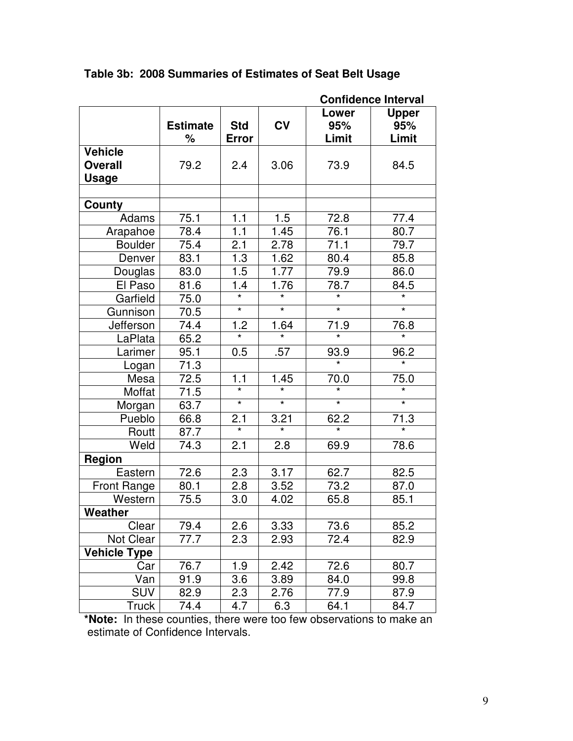**Table 3b: 2008 Summaries of Estimates of Seat Belt Usage**

| | | | | Confidence Interval | |
|---|---|---|---|---|---|
| | Estimate % | Std Error | CV | Lower 95% Limit | Upper 95% Limit |
| **Vehicle Overall Usage** | 79.2 | 2.4 | 3.06 | 73.9 | 84.5 |
| | | | | | |
| **County** | | | | | |
| Adams | 75.1 | 1.1 | 1.5 | 72.8 | 77.4 |
| Arapahoe | 78.4 | 1.1 | 1.45 | 76.1 | 80.7 |
| Boulder | 75.4 | 2.1 | 2.78 | 71.1 | 79.7 |
| Denver | 83.1 | 1.3 | 1.62 | 80.4 | 85.8 |
| Douglas | 83.0 | 1.5 | 1.77 | 79.9 | 86.0 |
| El Paso | 81.6 | 1.4 | 1.76 | 78.7 | 84.5 |
| Garfield | 75.0 | * | * | * | * |
| Gunnison | 70.5 | * | * | * | * |
| Jefferson | 74.4 | 1.2 | 1.64 | 71.9 | 76.8 |
| LaPlata | 65.2 | * | * | * | * |
| Larimer | 95.1 | 0.5 | .57 | 93.9 | 96.2 |
| Logan | 71.3 | | | * | * |
| Mesa | 72.5 | 1.1 | 1.45 | 70.0 | 75.0 |
| Moffat | 71.5 | * | * | * | * |
| Morgan | 63.7 | * | * | * | * |
| Pueblo | 66.8 | 2.1 | 3.21 | 62.2 | 71.3 |
| Routt | 87.7 | * | * | * | * |
| Weld | 74.3 | 2.1 | 2.8 | 69.9 | 78.6 |
| **Region** | | | | | |
| Eastern | 72.6 | 2.3 | 3.17 | 62.7 | 82.5 |
| Front Range | 80.1 | 2.8 | 3.52 | 73.2 | 87.0 |
| Western | 75.5 | 3.0 | 4.02 | 65.8 | 85.1 |
| **Weather** | | | | | |
| Clear | 79.4 | 2.6 | 3.33 | 73.6 | 85.2 |
| Not Clear | 77.7 | 2.3 | 2.93 | 72.4 | 82.9 |
| **Vehicle Type** | | | | | |
| Car | 76.7 | 1.9 | 2.42 | 72.6 | 80.7 |
| Van | 91.9 | 3.6 | 3.89 | 84.0 | 99.8 |
| SUV | 82.9 | 2.3 | 2.76 | 77.9 | 87.9 |
| Truck | 74.4 | 4.7 | 6.3 | 64.1 | 84.7 |

***Note:** In these counties, there were too few observations to make an estimate of Confidence Intervals.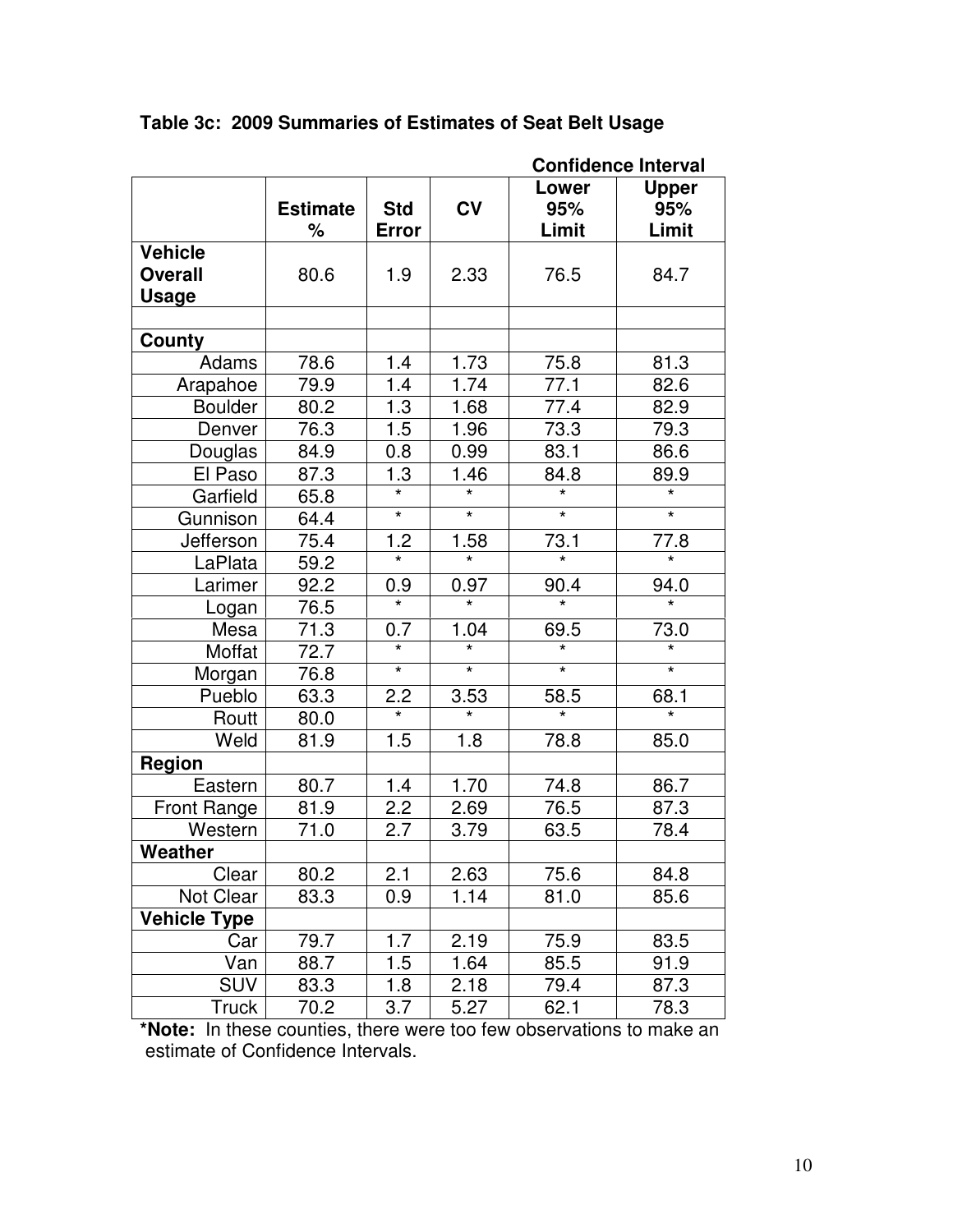**Table 3c: 2009 Summaries of Estimates of Seat Belt Usage**

| | Estimate % | Std Error | CV | Confidence Interval Lower 95% Limit | Upper 95% Limit |
|---|---|---|---|---|---|
| **Vehicle Overall Usage** | 80.6 | 1.9 | 2.33 | 76.5 | 84.7 |
| | | | | | |
| **County** | | | | | |
| Adams | 78.6 | 1.4 | 1.73 | 75.8 | 81.3 |
| Arapahoe | 79.9 | 1.4 | 1.74 | 77.1 | 82.6 |
| Boulder | 80.2 | 1.3 | 1.68 | 77.4 | 82.9 |
| Denver | 76.3 | 1.5 | 1.96 | 73.3 | 79.3 |
| Douglas | 84.9 | 0.8 | 0.99 | 83.1 | 86.6 |
| El Paso | 87.3 | 1.3 | 1.46 | 84.8 | 89.9 |
| Garfield | 65.8 | * | * | * | * |
| Gunnison | 64.4 | * | * | * | * |
| Jefferson | 75.4 | 1.2 | 1.58 | 73.1 | 77.8 |
| LaPlata | 59.2 | * | * | * | * |
| Larimer | 92.2 | 0.9 | 0.97 | 90.4 | 94.0 |
| Logan | 76.5 | * | * | * | * |
| Mesa | 71.3 | 0.7 | 1.04 | 69.5 | 73.0 |
| Moffat | 72.7 | * | * | * | * |
| Morgan | 76.8 | * | * | * | * |
| Pueblo | 63.3 | 2.2 | 3.53 | 58.5 | 68.1 |
| Routt | 80.0 | * | * | * | * |
| Weld | 81.9 | 1.5 | 1.8 | 78.8 | 85.0 |
| **Region** | | | | | |
| Eastern | 80.7 | 1.4 | 1.70 | 74.8 | 86.7 |
| Front Range | 81.9 | 2.2 | 2.69 | 76.5 | 87.3 |
| Western | 71.0 | 2.7 | 3.79 | 63.5 | 78.4 |
| **Weather** | | | | | |
| Clear | 80.2 | 2.1 | 2.63 | 75.6 | 84.8 |
| Not Clear | 83.3 | 0.9 | 1.14 | 81.0 | 85.6 |
| **Vehicle Type** | | | | | |
| Car | 79.7 | 1.7 | 2.19 | 75.9 | 83.5 |
| Van | 88.7 | 1.5 | 1.64 | 85.5 | 91.9 |
| SUV | 83.3 | 1.8 | 2.18 | 79.4 | 87.3 |
| Truck | 70.2 | 3.7 | 5.27 | 62.1 | 78.3 |

***Note:** In these counties, there were too few observations to make an estimate of Confidence Intervals.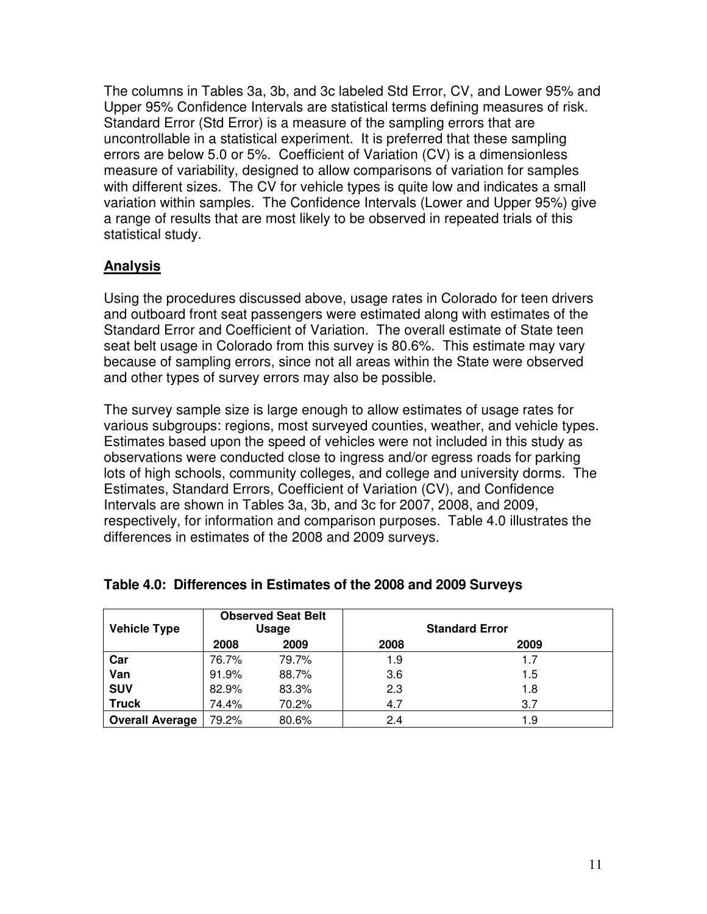The columns in Tables 3a, 3b, and 3c labeled Std Error, CV, and Lower 95% and Upper 95% Confidence Intervals are statistical terms defining measures of risk. Standard Error (Std Error) is a measure of the sampling errors that are uncontrollable in a statistical experiment. It is preferred that these sampling errors are below 5.0 or 5%. Coefficient of Variation (CV) is a dimensionless measure of variability, designed to allow comparisons of variation for samples with different sizes. The CV for vehicle types is quite low and indicates a small variation within samples. The Confidence Intervals (Lower and Upper 95%) give a range of results that are most likely to be observed in repeated trials of this statistical study.

## Analysis

Using the procedures discussed above, usage rates in Colorado for teen drivers and outboard front seat passengers were estimated along with estimates of the Standard Error and Coefficient of Variation. The overall estimate of State teen seat belt usage in Colorado from this survey is 80.6%. This estimate may vary because of sampling errors, since not all areas within the State were observed and other types of survey errors may also be possible.

The survey sample size is large enough to allow estimates of usage rates for various subgroups: regions, most surveyed counties, weather, and vehicle types. Estimates based upon the speed of vehicles were not included in this study as observations were conducted close to ingress and/or egress roads for parking lots of high schools, community colleges, and college and university dorms. The Estimates, Standard Errors, Coefficient of Variation (CV), and Confidence Intervals are shown in Tables 3a, 3b, and 3c for 2007, 2008, and 2009, respectively, for information and comparison purposes. Table 4.0 illustrates the differences in estimates of the 2008 and 2009 surveys.

**Table 4.0: Differences in Estimates of the 2008 and 2009 Surveys**

| Vehicle Type | Observed Seat Belt Usage | | Standard Error | |
|---|---|---|---|---|
| | 2008 | 2009 | 2008 | 2009 |
| **Car** | 76.7% | 79.7% | 1.9 | 1.7 |
| **Van** | 91.9% | 88.7% | 3.6 | 1.5 |
| **SUV** | 82.9% | 83.3% | 2.3 | 1.8 |
| **Truck** | 74.4% | 70.2% | 4.7 | 3.7 |
| **Overall Average** | 79.2% | 80.6% | 2.4 | 1.9 |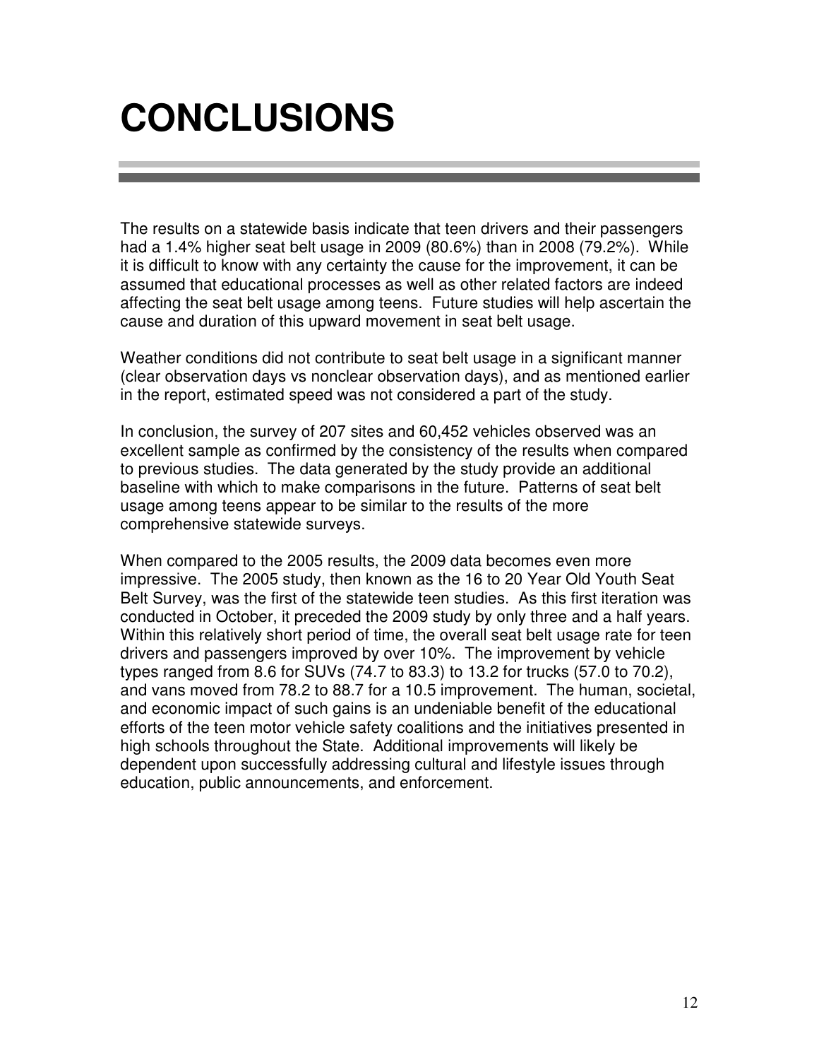# CONCLUSIONS

The results on a statewide basis indicate that teen drivers and their passengers had a 1.4% higher seat belt usage in 2009 (80.6%) than in 2008 (79.2%). While it is difficult to know with any certainty the cause for the improvement, it can be assumed that educational processes as well as other related factors are indeed affecting the seat belt usage among teens. Future studies will help ascertain the cause and duration of this upward movement in seat belt usage.

Weather conditions did not contribute to seat belt usage in a significant manner (clear observation days vs nonclear observation days), and as mentioned earlier in the report, estimated speed was not considered a part of the study.

In conclusion, the survey of 207 sites and 60,452 vehicles observed was an excellent sample as confirmed by the consistency of the results when compared to previous studies. The data generated by the study provide an additional baseline with which to make comparisons in the future. Patterns of seat belt usage among teens appear to be similar to the results of the more comprehensive statewide surveys.

When compared to the 2005 results, the 2009 data becomes even more impressive. The 2005 study, then known as the 16 to 20 Year Old Youth Seat Belt Survey, was the first of the statewide teen studies. As this first iteration was conducted in October, it preceded the 2009 study by only three and a half years. Within this relatively short period of time, the overall seat belt usage rate for teen drivers and passengers improved by over 10%. The improvement by vehicle types ranged from 8.6 for SUVs (74.7 to 83.3) to 13.2 for trucks (57.0 to 70.2), and vans moved from 78.2 to 88.7 for a 10.5 improvement. The human, societal, and economic impact of such gains is an undeniable benefit of the educational efforts of the teen motor vehicle safety coalitions and the initiatives presented in high schools throughout the State. Additional improvements will likely be dependent upon successfully addressing cultural and lifestyle issues through education, public announcements, and enforcement.